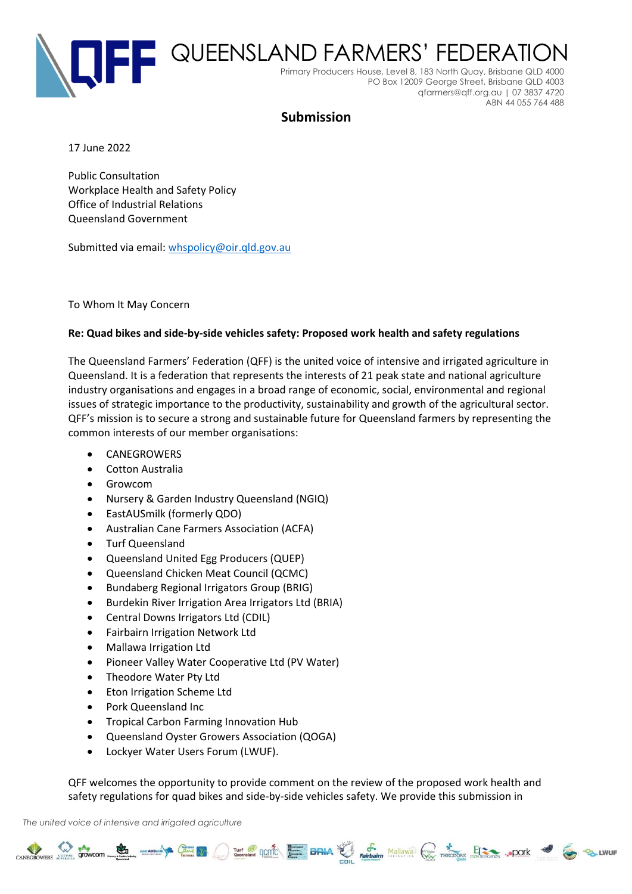# QUEENSLAND FARMERS' FEDERATION

Primary Producers House, Level 8, 183 North Quay, Brisbane QLD 4000
PO Box 12009 George Street, Brisbane QLD 4003
qfarmers@qff.org.au | 07 3837 4720
ABN 44 055 764 488

## Submission

17 June 2022

Public Consultation
Workplace Health and Safety Policy
Office of Industrial Relations
Queensland Government

Submitted via email: whspolicy@oir.qld.gov.au

To Whom It May Concern

**Re: Quad bikes and side-by-side vehicles safety: Proposed work health and safety regulations**

The Queensland Farmers' Federation (QFF) is the united voice of intensive and irrigated agriculture in Queensland. It is a federation that represents the interests of 21 peak state and national agriculture industry organisations and engages in a broad range of economic, social, environmental and regional issues of strategic importance to the productivity, sustainability and growth of the agricultural sector. QFF's mission is to secure a strong and sustainable future for Queensland farmers by representing the common interests of our member organisations:

- CANEGROWERS
- Cotton Australia
- Growcom
- Nursery & Garden Industry Queensland (NGIQ)
- EastAUSmilk (formerly QDO)
- Australian Cane Farmers Association (ACFA)
- Turf Queensland
- Queensland United Egg Producers (QUEP)
- Queensland Chicken Meat Council (QCMC)
- Bundaberg Regional Irrigators Group (BRIG)
- Burdekin River Irrigation Area Irrigators Ltd (BRIA)
- Central Downs Irrigators Ltd (CDIL)
- Fairbairn Irrigation Network Ltd
- Mallawa Irrigation Ltd
- Pioneer Valley Water Cooperative Ltd (PV Water)
- Theodore Water Pty Ltd
- Eton Irrigation Scheme Ltd
- Pork Queensland Inc
- Tropical Carbon Farming Innovation Hub
- Queensland Oyster Growers Association (QOGA)
- Lockyer Water Users Forum (LWUF).

QFF welcomes the opportunity to provide comment on the review of the proposed work health and safety regulations for quad bikes and side-by-side vehicles safety. We provide this submission in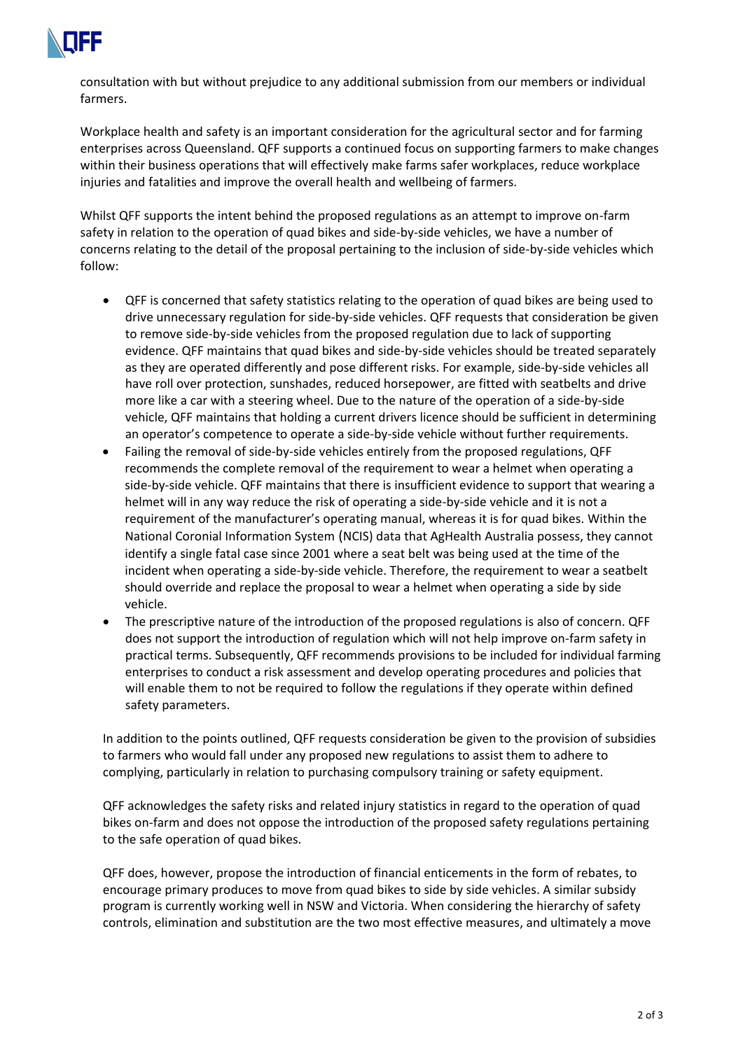consultation with but without prejudice to any additional submission from our members or individual farmers.

Workplace health and safety is an important consideration for the agricultural sector and for farming enterprises across Queensland. QFF supports a continued focus on supporting farmers to make changes within their business operations that will effectively make farms safer workplaces, reduce workplace injuries and fatalities and improve the overall health and wellbeing of farmers.

Whilst QFF supports the intent behind the proposed regulations as an attempt to improve on-farm safety in relation to the operation of quad bikes and side-by-side vehicles, we have a number of concerns relating to the detail of the proposal pertaining to the inclusion of side-by-side vehicles which follow:

- QFF is concerned that safety statistics relating to the operation of quad bikes are being used to drive unnecessary regulation for side-by-side vehicles. QFF requests that consideration be given to remove side-by-side vehicles from the proposed regulation due to lack of supporting evidence. QFF maintains that quad bikes and side-by-side vehicles should be treated separately as they are operated differently and pose different risks. For example, side-by-side vehicles all have roll over protection, sunshades, reduced horsepower, are fitted with seatbelts and drive more like a car with a steering wheel. Due to the nature of the operation of a side-by-side vehicle, QFF maintains that holding a current drivers licence should be sufficient in determining an operator's competence to operate a side-by-side vehicle without further requirements.
- Failing the removal of side-by-side vehicles entirely from the proposed regulations, QFF recommends the complete removal of the requirement to wear a helmet when operating a side-by-side vehicle. QFF maintains that there is insufficient evidence to support that wearing a helmet will in any way reduce the risk of operating a side-by-side vehicle and it is not a requirement of the manufacturer's operating manual, whereas it is for quad bikes. Within the National Coronial Information System (NCIS) data that AgHealth Australia possess, they cannot identify a single fatal case since 2001 where a seat belt was being used at the time of the incident when operating a side-by-side vehicle. Therefore, the requirement to wear a seatbelt should override and replace the proposal to wear a helmet when operating a side by side vehicle.
- The prescriptive nature of the introduction of the proposed regulations is also of concern. QFF does not support the introduction of regulation which will not help improve on-farm safety in practical terms. Subsequently, QFF recommends provisions to be included for individual farming enterprises to conduct a risk assessment and develop operating procedures and policies that will enable them to not be required to follow the regulations if they operate within defined safety parameters.

In addition to the points outlined, QFF requests consideration be given to the provision of subsidies to farmers who would fall under any proposed new regulations to assist them to adhere to complying, particularly in relation to purchasing compulsory training or safety equipment.

QFF acknowledges the safety risks and related injury statistics in regard to the operation of quad bikes on-farm and does not oppose the introduction of the proposed safety regulations pertaining to the safe operation of quad bikes.

QFF does, however, propose the introduction of financial enticements in the form of rebates, to encourage primary produces to move from quad bikes to side by side vehicles. A similar subsidy program is currently working well in NSW and Victoria. When considering the hierarchy of safety controls, elimination and substitution are the two most effective measures, and ultimately a move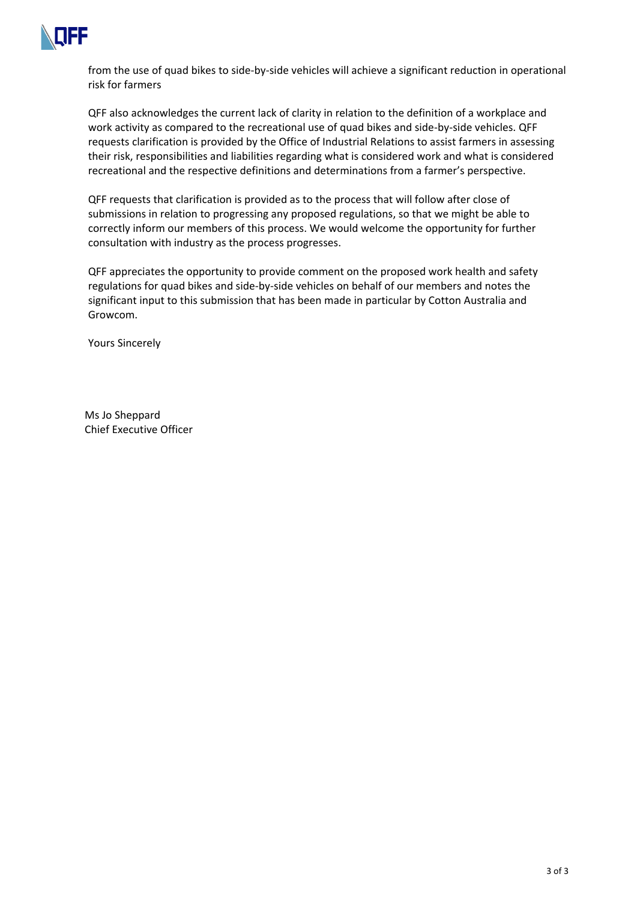from the use of quad bikes to side-by-side vehicles will achieve a significant reduction in operational risk for farmers

QFF also acknowledges the current lack of clarity in relation to the definition of a workplace and work activity as compared to the recreational use of quad bikes and side-by-side vehicles. QFF requests clarification is provided by the Office of Industrial Relations to assist farmers in assessing their risk, responsibilities and liabilities regarding what is considered work and what is considered recreational and the respective definitions and determinations from a farmer's perspective.

QFF requests that clarification is provided as to the process that will follow after close of submissions in relation to progressing any proposed regulations, so that we might be able to correctly inform our members of this process. We would welcome the opportunity for further consultation with industry as the process progresses.

QFF appreciates the opportunity to provide comment on the proposed work health and safety regulations for quad bikes and side-by-side vehicles on behalf of our members and notes the significant input to this submission that has been made in particular by Cotton Australia and Growcom.

Yours Sincerely

Ms Jo Sheppard
Chief Executive Officer